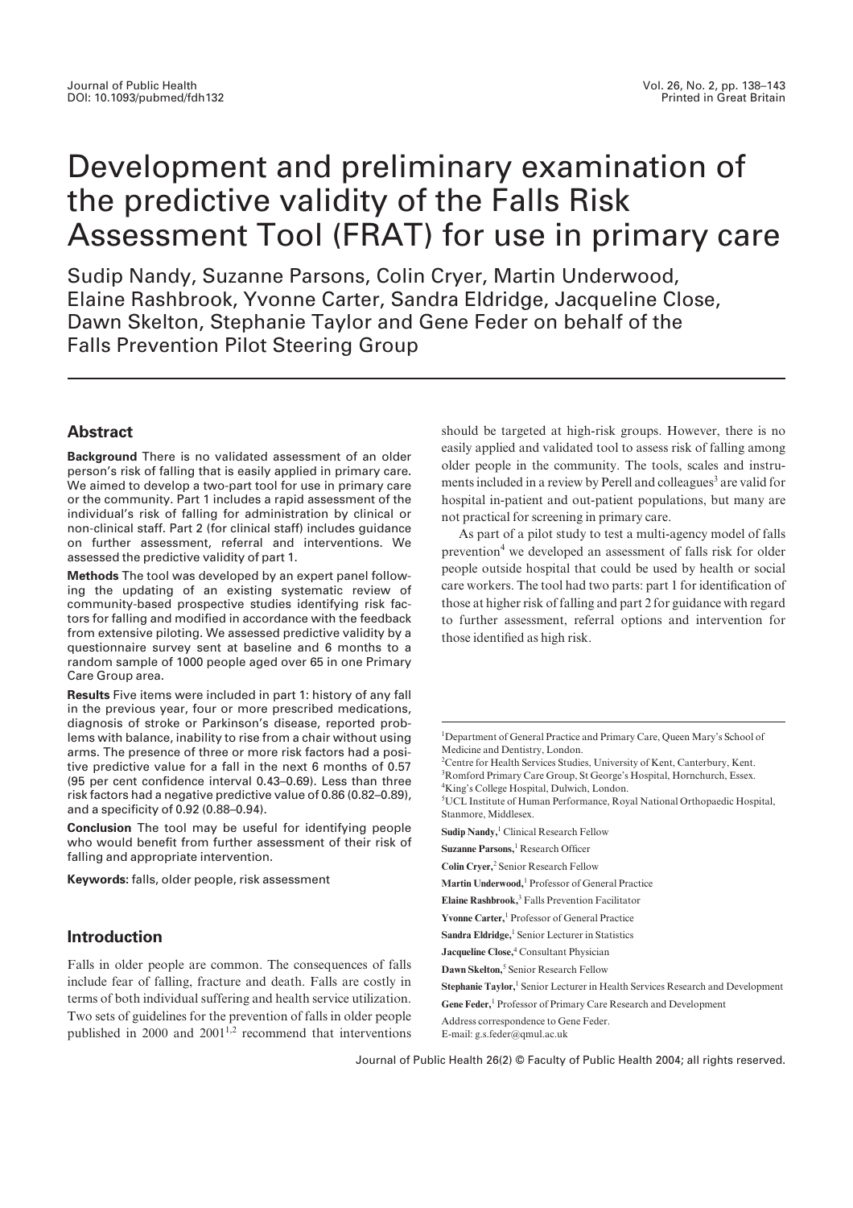# Development and preliminary examination of the predictive validity of the Falls Risk Assessment Tool (FRAT) for use in primary care

Sudip Nandy, Suzanne Parsons, Colin Cryer, Martin Underwood, Elaine Rashbrook, Yvonne Carter, Sandra Eldridge, Jacqueline Close, Dawn Skelton, Stephanie Taylor and Gene Feder on behalf of the Falls Prevention Pilot Steering Group

## Abstract

**Background** There is no validated assessment of an older person's risk of falling that is easily applied in primary care. We aimed to develop a two-part tool for use in primary care or the community. Part 1 includes a rapid assessment of the individual's risk of falling for administration by clinical or non-clinical staff. Part 2 (for clinical staff) includes guidance on further assessment, referral and interventions. We assessed the predictive validity of part 1.

**Methods** The tool was developed by an expert panel following the updating of an existing systematic review of community-based prospective studies identifying risk factors for falling and modified in accordance with the feedback from extensive piloting. We assessed predictive validity by a questionnaire survey sent at baseline and 6 months to a random sample of 1000 people aged over 65 in one Primary Care Group area.

**Results** Five items were included in part 1: history of any fall in the previous year, four or more prescribed medications, diagnosis of stroke or Parkinson's disease, reported problems with balance, inability to rise from a chair without using arms. The presence of three or more risk factors had a positive predictive value for a fall in the next 6 months of 0.57 (95 per cent confidence interval 0.43–0.69). Less than three risk factors had a negative predictive value of 0.86 (0.82–0.89), and a specificity of 0.92 (0.88–0.94).

**Conclusion** The tool may be useful for identifying people who would benefit from further assessment of their risk of falling and appropriate intervention.

**Keywords:** falls, older people, risk assessment

## Introduction

Falls in older people are common. The consequences of falls include fear of falling, fracture and death. Falls are costly in terms of both individual suffering and health service utilization. Two sets of guidelines for the prevention of falls in older people published in 2000 and 2001[1,2] recommend that interventions should be targeted at high-risk groups. However, there is no easily applied and validated tool to assess risk of falling among older people in the community. The tools, scales and instruments included in a review by Perell and colleagues[3] are valid for hospital in-patient and out-patient populations, but many are not practical for screening in primary care.

As part of a pilot study to test a multi-agency model of falls prevention[4] we developed an assessment of falls risk for older people outside hospital that could be used by health or social care workers. The tool had two parts: part 1 for identification of those at higher risk of falling and part 2 for guidance with regard to further assessment, referral options and intervention for those identified as high risk.

---

[1]Department of General Practice and Primary Care, Queen Mary's School of Medicine and Dentistry, London.
[2]Centre for Health Services Studies, University of Kent, Canterbury, Kent.
[3]Romford Primary Care Group, St George's Hospital, Hornchurch, Essex.
[4]King's College Hospital, Dulwich, London.
[5]UCL Institute of Human Performance, Royal National Orthopaedic Hospital, Stanmore, Middlesex.

**Sudip Nandy,**[1] Clinical Research Fellow
**Suzanne Parsons,**[1] Research Officer
**Colin Cryer,**[2] Senior Research Fellow
**Martin Underwood,**[1] Professor of General Practice
**Elaine Rashbrook,**[3] Falls Prevention Facilitator
**Yvonne Carter,**[1] Professor of General Practice
**Sandra Eldridge,**[1] Senior Lecturer in Statistics
**Jacqueline Close,**[4] Consultant Physician
**Dawn Skelton,**[5] Senior Research Fellow
**Stephanie Taylor,**[1] Senior Lecturer in Health Services Research and Development
**Gene Feder,**[1] Professor of Primary Care Research and Development

Address correspondence to Gene Feder.
E-mail: g.s.feder@qmul.ac.uk

Journal of Public Health 26(2) © Faculty of Public Health 2004; all rights reserved.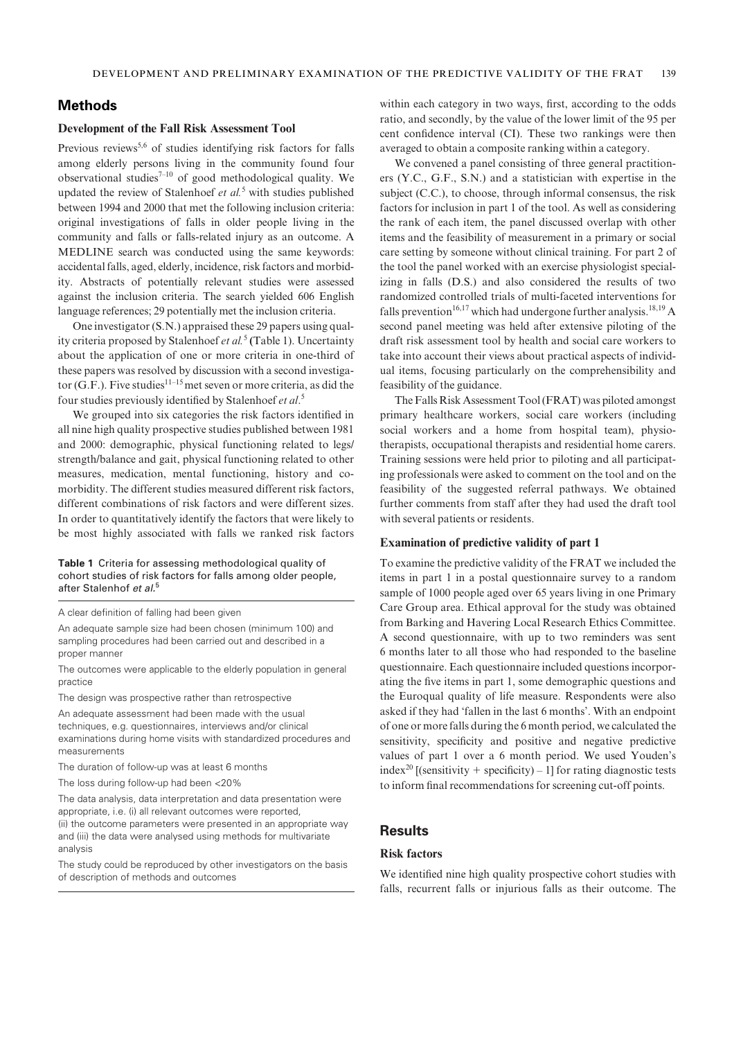## Methods

### Development of the Fall Risk Assessment Tool

Previous reviews[5,6] of studies identifying risk factors for falls among elderly persons living in the community found four observational studies[7–10] of good methodological quality. We updated the review of Stalenhoef *et al.*[5] with studies published between 1994 and 2000 that met the following inclusion criteria: original investigations of falls in older people living in the community and falls or falls-related injury as an outcome. A MEDLINE search was conducted using the same keywords: accidental falls, aged, elderly, incidence, risk factors and morbidity. Abstracts of potentially relevant studies were assessed against the inclusion criteria. The search yielded 606 English language references; 29 potentially met the inclusion criteria.

One investigator (S.N.) appraised these 29 papers using quality criteria proposed by Stalenhoef *et al.*[5] (Table 1). Uncertainty about the application of one or more criteria in one-third of these papers was resolved by discussion with a second investigator (G.F.). Five studies[11–15] met seven or more criteria, as did the four studies previously identified by Stalenhoef *et al*.[5]

We grouped into six categories the risk factors identified in all nine high quality prospective studies published between 1981 and 2000: demographic, physical functioning related to legs/strength/balance and gait, physical functioning related to other measures, medication, mental functioning, history and co-morbidity. The different studies measured different risk factors, different combinations of risk factors and were different sizes. In order to quantitatively identify the factors that were likely to be most highly associated with falls we ranked risk factors within each category in two ways, first, according to the odds ratio, and secondly, by the value of the lower limit of the 95 per cent confidence interval (CI). These two rankings were then averaged to obtain a composite ranking within a category.

**Table 1** Criteria for assessing methodological quality of cohort studies of risk factors for falls among older people, after Stalenhof *et al.*[5]

| |
|---|
| A clear definition of falling had been given |
| An adequate sample size had been chosen (minimum 100) and sampling procedures had been carried out and described in a proper manner |
| The outcomes were applicable to the elderly population in general practice |
| The design was prospective rather than retrospective |
| An adequate assessment had been made with the usual techniques, e.g. questionnaires, interviews and/or clinical examinations during home visits with standardized procedures and measurements |
| The duration of follow-up was at least 6 months |
| The loss during follow-up had been <20% |
| The data analysis, data interpretation and data presentation were appropriate, i.e. (i) all relevant outcomes were reported, (ii) the outcome parameters were presented in an appropriate way and (iii) the data were analysed using methods for multivariate analysis |
| The study could be reproduced by other investigators on the basis of description of methods and outcomes |

We convened a panel consisting of three general practitioners (Y.C., G.F., S.N.) and a statistician with expertise in the subject (C.C.), to choose, through informal consensus, the risk factors for inclusion in part 1 of the tool. As well as considering the rank of each item, the panel discussed overlap with other items and the feasibility of measurement in a primary or social care setting by someone without clinical training. For part 2 of the tool the panel worked with an exercise physiologist specializing in falls (D.S.) and also considered the results of two randomized controlled trials of multi-faceted interventions for falls prevention[16,17] which had undergone further analysis.[18,19] A second panel meeting was held after extensive piloting of the draft risk assessment tool by health and social care workers to take into account their views about practical aspects of individual items, focusing particularly on the comprehensibility and feasibility of the guidance.

The Falls Risk Assessment Tool (FRAT) was piloted amongst primary healthcare workers, social care workers (including social workers and a home from hospital team), physiotherapists, occupational therapists and residential home carers. Training sessions were held prior to piloting and all participating professionals were asked to comment on the tool and on the feasibility of the suggested referral pathways. We obtained further comments from staff after they had used the draft tool with several patients or residents.

### Examination of predictive validity of part 1

To examine the predictive validity of the FRAT we included the items in part 1 in a postal questionnaire survey to a random sample of 1000 people aged over 65 years living in one Primary Care Group area. Ethical approval for the study was obtained from Barking and Havering Local Research Ethics Committee. A second questionnaire, with up to two reminders was sent 6 months later to all those who had responded to the baseline questionnaire. Each questionnaire included questions incorporating the five items in part 1, some demographic questions and the Euroqual quality of life measure. Respondents were also asked if they had 'fallen in the last 6 months'. With an endpoint of one or more falls during the 6 month period, we calculated the sensitivity, specificity and positive and negative predictive values of part 1 over a 6 month period. We used Youden's index[20] [(sensitivity + specificity) – 1] for rating diagnostic tests to inform final recommendations for screening cut-off points.

## Results

### Risk factors

We identified nine high quality prospective cohort studies with falls, recurrent falls or injurious falls as their outcome. The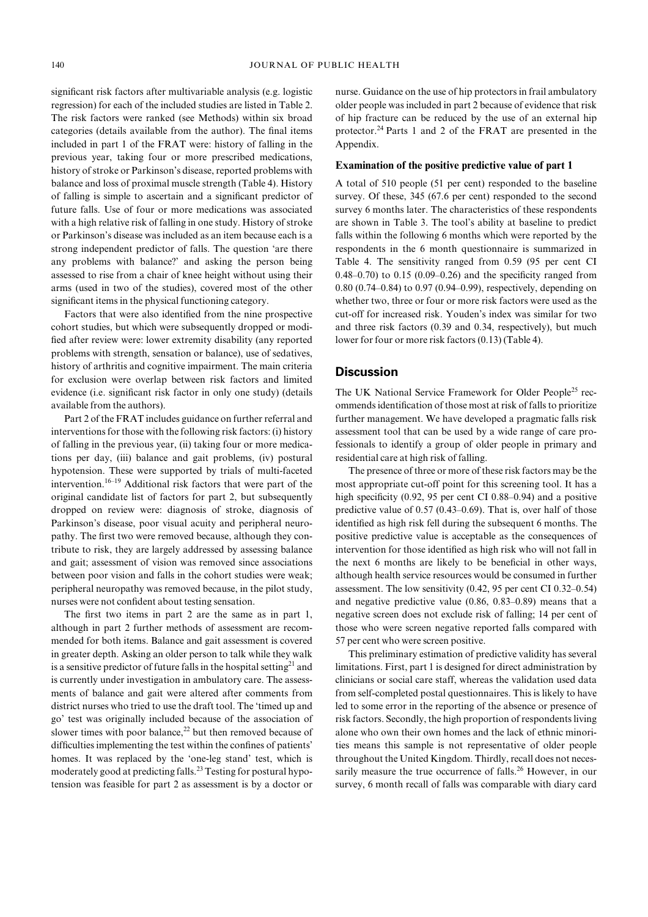significant risk factors after multivariable analysis (e.g. logistic regression) for each of the included studies are listed in Table 2. The risk factors were ranked (see Methods) within six broad categories (details available from the author). The final items included in part 1 of the FRAT were: history of falling in the previous year, taking four or more prescribed medications, history of stroke or Parkinson's disease, reported problems with balance and loss of proximal muscle strength (Table 4). History of falling is simple to ascertain and a significant predictor of future falls. Use of four or more medications was associated with a high relative risk of falling in one study. History of stroke or Parkinson's disease was included as an item because each is a strong independent predictor of falls. The question 'are there any problems with balance?' and asking the person being assessed to rise from a chair of knee height without using their arms (used in two of the studies), covered most of the other significant items in the physical functioning category.

Factors that were also identified from the nine prospective cohort studies, but which were subsequently dropped or modified after review were: lower extremity disability (any reported problems with strength, sensation or balance), use of sedatives, history of arthritis and cognitive impairment. The main criteria for exclusion were overlap between risk factors and limited evidence (i.e. significant risk factor in only one study) (details available from the authors).

Part 2 of the FRAT includes guidance on further referral and interventions for those with the following risk factors: (i) history of falling in the previous year, (ii) taking four or more medications per day, (iii) balance and gait problems, (iv) postural hypotension. These were supported by trials of multi-faceted intervention.[16–19] Additional risk factors that were part of the original candidate list of factors for part 2, but subsequently dropped on review were: diagnosis of stroke, diagnosis of Parkinson's disease, poor visual acuity and peripheral neuropathy. The first two were removed because, although they contribute to risk, they are largely addressed by assessing balance and gait; assessment of vision was removed since associations between poor vision and falls in the cohort studies were weak; peripheral neuropathy was removed because, in the pilot study, nurses were not confident about testing sensation.

The first two items in part 2 are the same as in part 1, although in part 2 further methods of assessment are recommended for both items. Balance and gait assessment is covered in greater depth. Asking an older person to talk while they walk is a sensitive predictor of future falls in the hospital setting[21] and is currently under investigation in ambulatory care. The assessments of balance and gait were altered after comments from district nurses who tried to use the draft tool. The 'timed up and go' test was originally included because of the association of slower times with poor balance,[22] but then removed because of difficulties implementing the test within the confines of patients' homes. It was replaced by the 'one-leg stand' test, which is moderately good at predicting falls.[23] Testing for postural hypotension was feasible for part 2 as assessment is by a doctor or nurse. Guidance on the use of hip protectors in frail ambulatory older people was included in part 2 because of evidence that risk of hip fracture can be reduced by the use of an external hip protector.[24] Parts 1 and 2 of the FRAT are presented in the Appendix.

### Examination of the positive predictive value of part 1

A total of 510 people (51 per cent) responded to the baseline survey. Of these, 345 (67.6 per cent) responded to the second survey 6 months later. The characteristics of these respondents are shown in Table 3. The tool's ability at baseline to predict falls within the following 6 months which were reported by the respondents in the 6 month questionnaire is summarized in Table 4. The sensitivity ranged from 0.59 (95 per cent CI 0.48–0.70) to 0.15 (0.09–0.26) and the specificity ranged from 0.80 (0.74–0.84) to 0.97 (0.94–0.99), respectively, depending on whether two, three or four or more risk factors were used as the cut-off for increased risk. Youden's index was similar for two and three risk factors (0.39 and 0.34, respectively), but much lower for four or more risk factors (0.13) (Table 4).

## Discussion

The UK National Service Framework for Older People[25] recommends identification of those most at risk of falls to prioritize further management. We have developed a pragmatic falls risk assessment tool that can be used by a wide range of care professionals to identify a group of older people in primary and residential care at high risk of falling.

The presence of three or more of these risk factors may be the most appropriate cut-off point for this screening tool. It has a high specificity (0.92, 95 per cent CI 0.88–0.94) and a positive predictive value of 0.57 (0.43–0.69). That is, over half of those identified as high risk fell during the subsequent 6 months. The positive predictive value is acceptable as the consequences of intervention for those identified as high risk who will not fall in the next 6 months are likely to be beneficial in other ways, although health service resources would be consumed in further assessment. The low sensitivity (0.42, 95 per cent CI 0.32–0.54) and negative predictive value (0.86, 0.83–0.89) means that a negative screen does not exclude risk of falling; 14 per cent of those who were screen negative reported falls compared with 57 per cent who were screen positive.

This preliminary estimation of predictive validity has several limitations. First, part 1 is designed for direct administration by clinicians or social care staff, whereas the validation used data from self-completed postal questionnaires. This is likely to have led to some error in the reporting of the absence or presence of risk factors. Secondly, the high proportion of respondents living alone who own their own homes and the lack of ethnic minorities means this sample is not representative of older people throughout the United Kingdom. Thirdly, recall does not necessarily measure the true occurrence of falls.[26] However, in our survey, 6 month recall of falls was comparable with diary card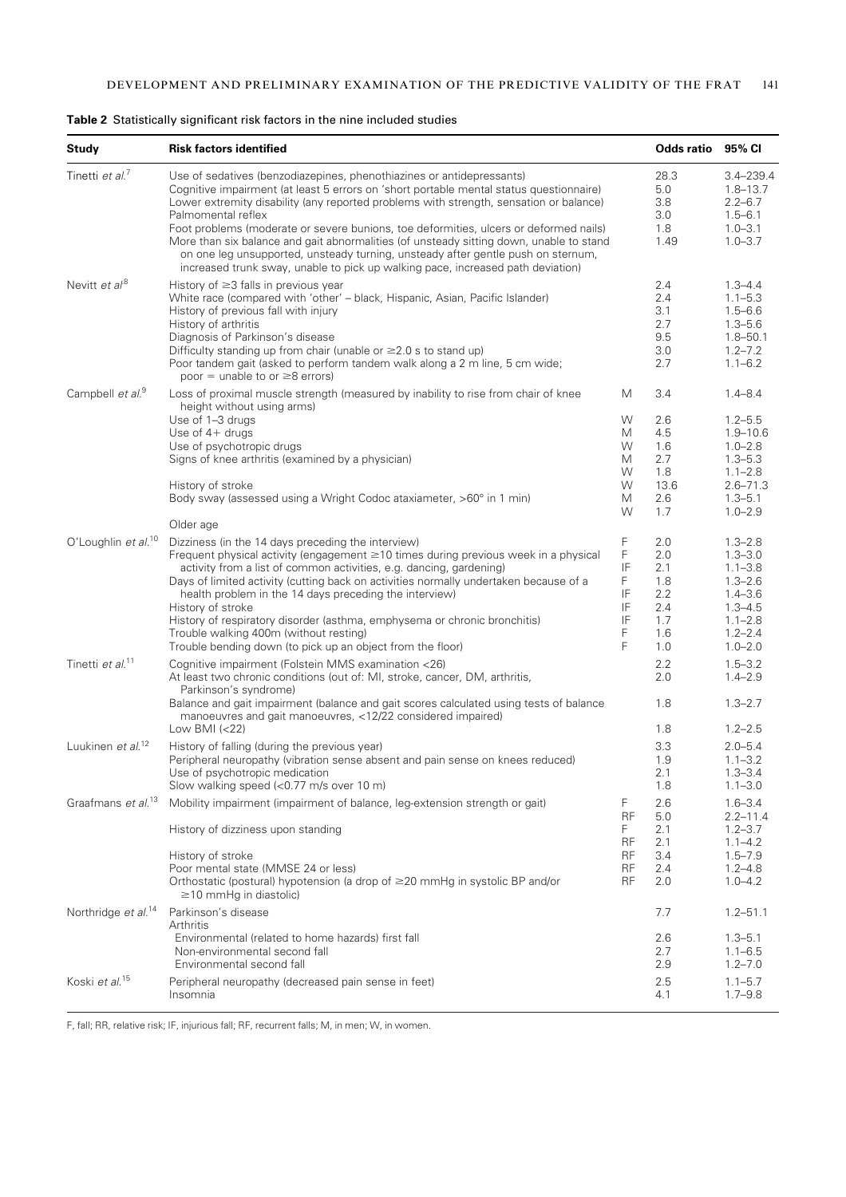**Table 2** Statistically significant risk factors in the nine included studies

| Study | Risk factors identified | | Odds ratio | 95% CI |
|---|---|---|---|---|
| Tinetti *et al.*[7] | Use of sedatives (benzodiazepines, phenothiazines or antidepressants) | | 28.3 | 3.4–239.4 |
| | Cognitive impairment (at least 5 errors on 'short portable mental status questionnaire) | | 5.0 | 1.8–13.7 |
| | Lower extremity disability (any reported problems with strength, sensation or balance) | | 3.8 | 2.2–6.7 |
| | Palmomental reflex | | 3.0 | 1.5–6.1 |
| | Foot problems (moderate or severe bunions, toe deformities, ulcers or deformed nails) | | 1.8 | 1.0–3.1 |
| | More than six balance and gait abnormalities (of unsteady sitting down, unable to stand on one leg unsupported, unsteady turning, unsteady after gentle push on sternum, increased trunk sway, unable to pick up walking pace, increased path deviation) | | 1.49 | 1.0–3.7 |
| Nevitt *et al*[8] | History of ≥3 falls in previous year | | 2.4 | 1.3–4.4 |
| | White race (compared with 'other' – black, Hispanic, Asian, Pacific Islander) | | 2.4 | 1.1–5.3 |
| | History of previous fall with injury | | 3.1 | 1.5–6.6 |
| | History of arthritis | | 2.7 | 1.3–5.6 |
| | Diagnosis of Parkinson's disease | | 9.5 | 1.8–50.1 |
| | Difficulty standing up from chair (unable or ≥2.0 s to stand up) | | 3.0 | 1.2–7.2 |
| | Poor tandem gait (asked to perform tandem walk along a 2 m line, 5 cm wide; poor = unable to or ≥8 errors) | | 2.7 | 1.1–6.2 |
| Campbell *et al.*[9] | Loss of proximal muscle strength (measured by inability to rise from chair of knee height without using arms) | M | 3.4 | 1.4–8.4 |
| | Use of 1–3 drugs | W | 2.6 | 1.2–5.5 |
| | Use of 4+ drugs | M | 4.5 | 1.9–10.6 |
| | Use of psychotropic drugs | W | 1.6 | 1.0–2.8 |
| | Signs of knee arthritis (examined by a physician) | M | 2.7 | 1.3–5.3 |
| | | W | 1.8 | 1.1–2.8 |
| | History of stroke | W | 13.6 | 2.6–71.3 |
| | Body sway (assessed using a Wright Codoc ataxiameter, >60° in 1 min) | M | 2.6 | 1.3–5.1 |
| | | W | 1.7 | 1.0–2.9 |
| | Older age | | | |
| O'Loughlin *et al.*[10] | Dizziness (in the 14 days preceding the interview) | F | 2.0 | 1.3–2.8 |
| | Frequent physical activity (engagement ≥10 times during previous week in a physical activity from a list of common activities, e.g. dancing, gardening) | F | 2.0 | 1.3–3.0 |
| | | IF | 2.1 | 1.1–3.8 |
| | Days of limited activity (cutting back on activities normally undertaken because of a health problem in the 14 days preceding the interview) | F | 1.8 | 1.3–2.6 |
| | | IF | 2.2 | 1.4–3.6 |
| | History of stroke | IF | 2.4 | 1.3–4.5 |
| | History of respiratory disorder (asthma, emphysema or chronic bronchitis) | IF | 1.7 | 1.1–2.8 |
| | Trouble walking 400m (without resting) | F | 1.6 | 1.2–2.4 |
| | Trouble bending down (to pick up an object from the floor) | F | 1.0 | 1.0–2.0 |
| Tinetti *et al.*[11] | Cognitive impairment (Folstein MMS examination <26) | | 2.2 | 1.5–3.2 |
| | At least two chronic conditions (out of: MI, stroke, cancer, DM, arthritis, Parkinson's syndrome) | | 2.0 | 1.4–2.9 |
| | Balance and gait impairment (balance and gait scores calculated using tests of balance manoeuvres and gait manoeuvres, <12/22 considered impaired) | | 1.8 | 1.3–2.7 |
| | Low BMI (<22) | | 1.8 | 1.2–2.5 |
| Luukinen *et al.*[12] | History of falling (during the previous year) | | 3.3 | 2.0–5.4 |
| | Peripheral neuropathy (vibration sense absent and pain sense on knees reduced) | | 1.9 | 1.1–3.2 |
| | Use of psychotropic medication | | 2.1 | 1.3–3.4 |
| | Slow walking speed (<0.77 m/s over 10 m) | | 1.8 | 1.1–3.0 |
| Graafmans *et al.*[13] | Mobility impairment (impairment of balance, leg-extension strength or gait) | F | 2.6 | 1.6–3.4 |
| | | RF | 5.0 | 2.2–11.4 |
| | History of dizziness upon standing | F | 2.1 | 1.2–3.7 |
| | | RF | 2.1 | 1.1–4.2 |
| | History of stroke | RF | 3.4 | 1.5–7.9 |
| | Poor mental state (MMSE 24 or less) | RF | 2.4 | 1.2–4.8 |
| | Orthostatic (postural) hypotension (a drop of ≥20 mmHg in systolic BP and/or ≥10 mmHg in diastolic) | RF | 2.0 | 1.0–4.2 |
| Northridge *et al.*[14] | Parkinson's disease | | 7.7 | 1.2–51.1 |
| | Arthritis | | | |
| | Environmental (related to home hazards) first fall | | 2.6 | 1.3–5.1 |
| | Non-environmental second fall | | 2.7 | 1.1–6.5 |
| | Environmental second fall | | 2.9 | 1.2–7.0 |
| Koski *et al.*[15] | Peripheral neuropathy (decreased pain sense in feet) | | 2.5 | 1.1–5.7 |
| | Insomnia | | 4.1 | 1.7–9.8 |

F, fall; RR, relative risk; IF, injurious fall; RF, recurrent falls; M, in men; W, in women.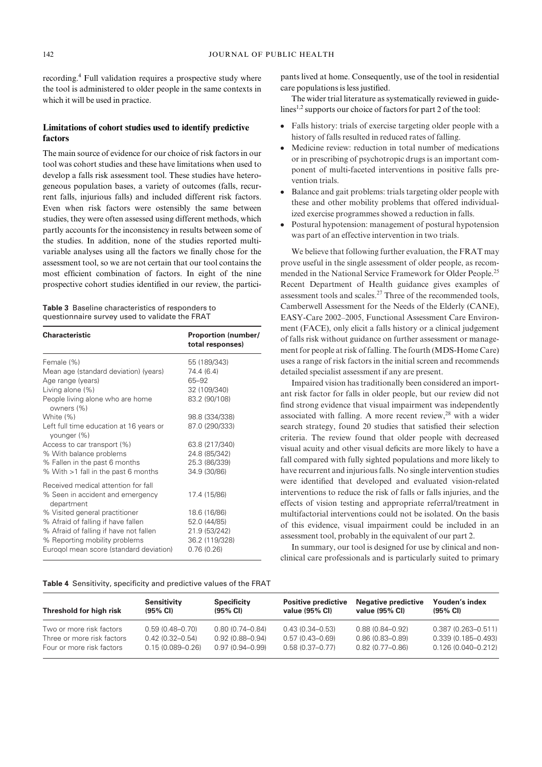recording.[4] Full validation requires a prospective study where the tool is administered to older people in the same contexts in which it will be used in practice.

### Limitations of cohort studies used to identify predictive factors

The main source of evidence for our choice of risk factors in our tool was cohort studies and these have limitations when used to develop a falls risk assessment tool. These studies have heterogeneous population bases, a variety of outcomes (falls, recurrent falls, injurious falls) and included different risk factors. Even when risk factors were ostensibly the same between studies, they were often assessed using different methods, which partly accounts for the inconsistency in results between some of the studies. In addition, none of the studies reported multivariable analyses using all the factors we finally chose for the assessment tool, so we are not certain that our tool contains the most efficient combination of factors. In eight of the nine prospective cohort studies identified in our review, the participants lived at home. Consequently, use of the tool in residential care populations is less justified.

The wider trial literature as systematically reviewed in guidelines[1,2] supports our choice of factors for part 2 of the tool:

- Falls history: trials of exercise targeting older people with a history of falls resulted in reduced rates of falling.
- Medicine review: reduction in total number of medications or in prescribing of psychotropic drugs is an important component of multi-faceted interventions in positive falls prevention trials.
- Balance and gait problems: trials targeting older people with these and other mobility problems that offered individualized exercise programmes showed a reduction in falls.
- Postural hypotension: management of postural hypotension was part of an effective intervention in two trials.

We believe that following further evaluation, the FRAT may prove useful in the single assessment of older people, as recommended in the National Service Framework for Older People.[25] Recent Department of Health guidance gives examples of assessment tools and scales.[27] Three of the recommended tools, Camberwell Assessment for the Needs of the Elderly (CANE), EASY-Care 2002–2005, Functional Assessment Care Environment (FACE), only elicit a falls history or a clinical judgement of falls risk without guidance on further assessment or management for people at risk of falling. The fourth (MDS-Home Care) uses a range of risk factors in the initial screen and recommends detailed specialist assessment if any are present.

Impaired vision has traditionally been considered an important risk factor for falls in older people, but our review did not find strong evidence that visual impairment was independently associated with falling. A more recent review,[28] with a wider search strategy, found 20 studies that satisfied their selection criteria. The review found that older people with decreased visual acuity and other visual deficits are more likely to have a fall compared with fully sighted populations and more likely to have recurrent and injurious falls. No single intervention studies were identified that developed and evaluated vision-related interventions to reduce the risk of falls or falls injuries, and the effects of vision testing and appropriate referral/treatment in multifactorial interventions could not be isolated. On the basis of this evidence, visual impairment could be included in an assessment tool, probably in the equivalent of our part 2.

In summary, our tool is designed for use by clinical and non-clinical care professionals and is particularly suited to primary

**Table 3** Baseline characteristics of responders to questionnaire survey used to validate the FRAT

| Characteristic | Proportion (number/total responses) |
|---|---|
| Female (%) | 55 (189/343) |
| Mean age (standard deviation) (years) | 74.4 (6.4) |
| Age range (years) | 65–92 |
| Living alone (%) | 32 (109/340) |
| People living alone who are home owners (%) | 83.2 (90/108) |
| White (%) | 98.8 (334/338) |
| Left full time education at 16 years or younger (%) | 87.0 (290/333) |
| Access to car transport (%) | 63.8 (217/340) |
| % With balance problems | 24.8 (85/342) |
| % Fallen in the past 6 months | 25.3 (86/339) |
| % With >1 fall in the past 6 months | 34.9 (30/86) |
| Received medical attention for fall | |
| % Seen in accident and emergency department | 17.4 (15/86) |
| % Visited general practitioner | 18.6 (16/86) |
| % Afraid of falling if have fallen | 52.0 (44/85) |
| % Afraid of falling if have not fallen | 21.9 (53/242) |
| % Reporting mobility problems | 36.2 (119/328) |
| Euroqol mean score (standard deviation) | 0.76 (0.26) |

**Table 4** Sensitivity, specificity and predictive values of the FRAT

| Threshold for high risk | Sensitivity (95% CI) | Specificity (95% CI) | Positive predictive value (95% CI) | Negative predictive value (95% CI) | Youden's index (95% CI) |
|---|---|---|---|---|---|
| Two or more risk factors | 0.59 (0.48–0.70) | 0.80 (0.74–0.84) | 0.43 (0.34–0.53) | 0.88 (0.84–0.92) | 0.387 (0.263–0.511) |
| Three or more risk factors | 0.42 (0.32–0.54) | 0.92 (0.88–0.94) | 0.57 (0.43–0.69) | 0.86 (0.83–0.89) | 0.339 (0.185–0.493) |
| Four or more risk factors | 0.15 (0.089–0.26) | 0.97 (0.94–0.99) | 0.58 (0.37–0.77) | 0.82 (0.77–0.86) | 0.126 (0.040–0.212) |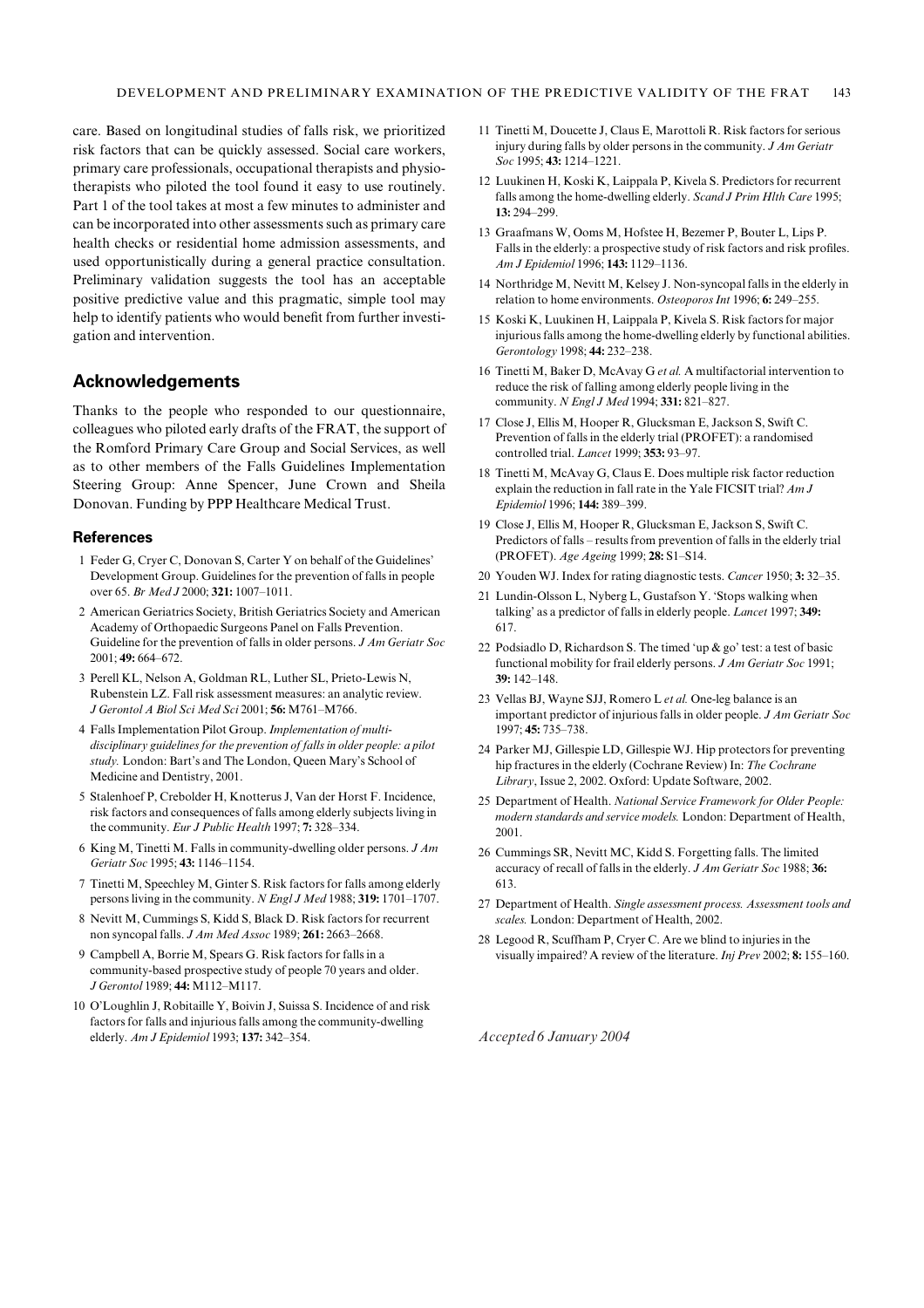care. Based on longitudinal studies of falls risk, we prioritized risk factors that can be quickly assessed. Social care workers, primary care professionals, occupational therapists and physiotherapists who piloted the tool found it easy to use routinely. Part 1 of the tool takes at most a few minutes to administer and can be incorporated into other assessments such as primary care health checks or residential home admission assessments, and used opportunistically during a general practice consultation. Preliminary validation suggests the tool has an acceptable positive predictive value and this pragmatic, simple tool may help to identify patients who would benefit from further investigation and intervention.

## Acknowledgements

Thanks to the people who responded to our questionnaire, colleagues who piloted early drafts of the FRAT, the support of the Romford Primary Care Group and Social Services, as well as to other members of the Falls Guidelines Implementation Steering Group: Anne Spencer, June Crown and Sheila Donovan. Funding by PPP Healthcare Medical Trust.

### References

1 Feder G, Cryer C, Donovan S, Carter Y on behalf of the Guidelines' Development Group. Guidelines for the prevention of falls in people over 65. *Br Med J* 2000; **321:** 1007–1011.

2 American Geriatrics Society, British Geriatrics Society and American Academy of Orthopaedic Surgeons Panel on Falls Prevention. Guideline for the prevention of falls in older persons. *J Am Geriatr Soc* 2001; **49:** 664–672.

3 Perell KL, Nelson A, Goldman RL, Luther SL, Prieto-Lewis N, Rubenstein LZ. Fall risk assessment measures: an analytic review. *J Gerontol A Biol Sci Med Sci* 2001; **56:** M761–M766.

4 Falls Implementation Pilot Group. *Implementation of multidisciplinary guidelines for the prevention of falls in older people: a pilot study.* London: Bart's and The London, Queen Mary's School of Medicine and Dentistry, 2001.

5 Stalenhoef P, Crebolder H, Knotterus J, Van der Horst F. Incidence, risk factors and consequences of falls among elderly subjects living in the community. *Eur J Public Health* 1997; **7:** 328–334.

6 King M, Tinetti M. Falls in community-dwelling older persons. *J Am Geriatr Soc* 1995; **43:** 1146–1154.

7 Tinetti M, Speechley M, Ginter S. Risk factors for falls among elderly persons living in the community. *N Engl J Med* 1988; **319:** 1701–1707.

8 Nevitt M, Cummings S, Kidd S, Black D. Risk factors for recurrent non syncopal falls. *J Am Med Assoc* 1989; **261:** 2663–2668.

9 Campbell A, Borrie M, Spears G. Risk factors for falls in a community-based prospective study of people 70 years and older. *J Gerontol* 1989; **44:** M112–M117.

10 O'Loughlin J, Robitaille Y, Boivin J, Suissa S. Incidence of and risk factors for falls and injurious falls among the community-dwelling elderly. *Am J Epidemiol* 1993; **137:** 342–354.

11 Tinetti M, Doucette J, Claus E, Marottoli R. Risk factors for serious injury during falls by older persons in the community. *J Am Geriatr Soc* 1995; **43:** 1214–1221.

12 Luukinen H, Koski K, Laippala P, Kivela S. Predictors for recurrent falls among the home-dwelling elderly. *Scand J Prim Hlth Care* 1995; **13:** 294–299.

13 Graafmans W, Ooms M, Hofstee H, Bezemer P, Bouter L, Lips P. Falls in the elderly: a prospective study of risk factors and risk profiles. *Am J Epidemiol* 1996; **143:** 1129–1136.

14 Northridge M, Nevitt M, Kelsey J. Non-syncopal falls in the elderly in relation to home environments. *Osteoporos Int* 1996; **6:** 249–255.

15 Koski K, Luukinen H, Laippala P, Kivela S. Risk factors for major injurious falls among the home-dwelling elderly by functional abilities. *Gerontology* 1998; **44:** 232–238.

16 Tinetti M, Baker D, McAvay G *et al.* A multifactorial intervention to reduce the risk of falling among elderly people living in the community. *N Engl J Med* 1994; **331:** 821–827.

17 Close J, Ellis M, Hooper R, Glucksman E, Jackson S, Swift C. Prevention of falls in the elderly trial (PROFET): a randomised controlled trial. *Lancet* 1999; **353:** 93–97.

18 Tinetti M, McAvay G, Claus E. Does multiple risk factor reduction explain the reduction in fall rate in the Yale FICSIT trial? *Am J Epidemiol* 1996; **144:** 389–399.

19 Close J, Ellis M, Hooper R, Glucksman E, Jackson S, Swift C. Predictors of falls – results from prevention of falls in the elderly trial (PROFET). *Age Ageing* 1999; **28:** S1–S14.

20 Youden WJ. Index for rating diagnostic tests. *Cancer* 1950; **3:** 32–35.

21 Lundin-Olsson L, Nyberg L, Gustafson Y. 'Stops walking when talking' as a predictor of falls in elderly people. *Lancet* 1997; **349:** 617.

22 Podsiadlo D, Richardson S. The timed 'up & go' test: a test of basic functional mobility for frail elderly persons. *J Am Geriatr Soc* 1991; **39:** 142–148.

23 Vellas BJ, Wayne SJJ, Romero L *et al.* One-leg balance is an important predictor of injurious falls in older people. *J Am Geriatr Soc* 1997; **45:** 735–738.

24 Parker MJ, Gillespie LD, Gillespie WJ. Hip protectors for preventing hip fractures in the elderly (Cochrane Review) In: *The Cochrane Library*, Issue 2, 2002. Oxford: Update Software, 2002.

25 Department of Health. *National Service Framework for Older People: modern standards and service models.* London: Department of Health, 2001.

26 Cummings SR, Nevitt MC, Kidd S. Forgetting falls. The limited accuracy of recall of falls in the elderly. *J Am Geriatr Soc* 1988; **36:** 613.

27 Department of Health. *Single assessment process. Assessment tools and scales.* London: Department of Health, 2002.

28 Legood R, Scuffham P, Cryer C. Are we blind to injuries in the visually impaired? A review of the literature. *Inj Prev* 2002; **8:** 155–160.

*Accepted 6 January 2004*